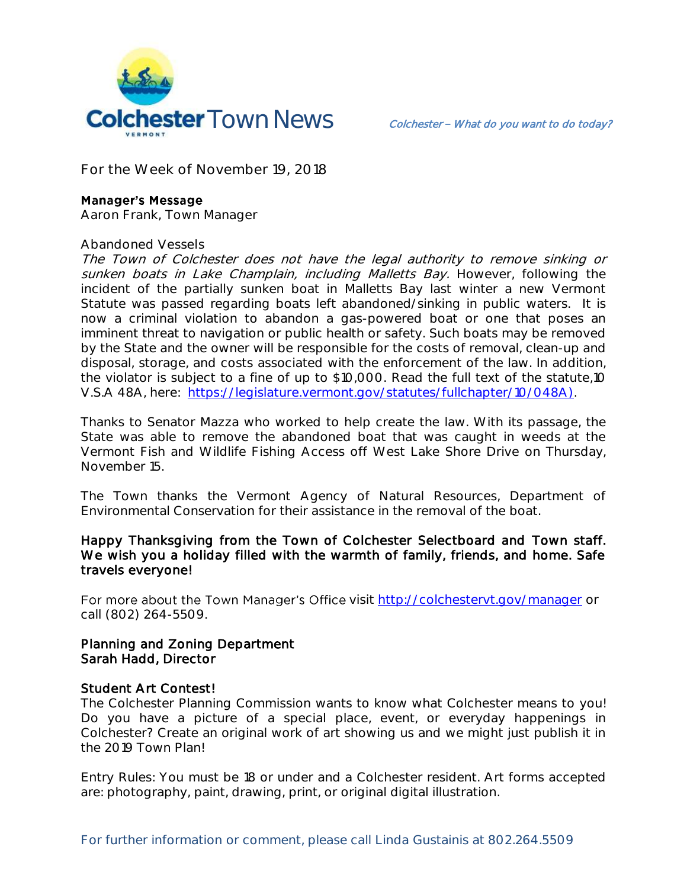# Colchester Town News

*Colchester – What do you want to do today?*

For the Week of November 19, 2018

**Manager's Message**
Aaron Frank, Town Manager

Abandoned Vessels
*The Town of Colchester does not have the legal authority to remove sinking or sunken boats in Lake Champlain, including Malletts Bay.* However, following the incident of the partially sunken boat in Malletts Bay last winter a new Vermont Statute was passed regarding boats left abandoned/sinking in public waters. It is now a criminal violation to abandon a gas-powered boat or one that poses an imminent threat to navigation or public health or safety. Such boats may be removed by the State and the owner will be responsible for the costs of removal, clean-up and disposal, storage, and costs associated with the enforcement of the law. In addition, the violator is subject to a fine of up to $10,000. Read the full text of the statute,10 V.S.A 48A, here: https://legislature.vermont.gov/statutes/fullchapter/10/048A).

Thanks to Senator Mazza who worked to help create the law. With its passage, the State was able to remove the abandoned boat that was caught in weeds at the Vermont Fish and Wildlife Fishing Access off West Lake Shore Drive on Thursday, November 15.

The Town thanks the Vermont Agency of Natural Resources, Department of Environmental Conservation for their assistance in the removal of the boat.

**Happy Thanksgiving from the Town of Colchester Selectboard and Town staff. We wish you a holiday filled with the warmth of family, friends, and home. Safe travels everyone!**

For more about the Town Manager's Office visit http://colchestervt.gov/manager or call (802) 264-5509.

**Planning and Zoning Department**
**Sarah Hadd, Director**

**Student Art Contest!**
The Colchester Planning Commission wants to know what Colchester means to you! Do you have a picture of a special place, event, or everyday happenings in Colchester? Create an original work of art showing us and we might just publish it in the 2019 Town Plan!

Entry Rules: You must be 18 or under and a Colchester resident. Art forms accepted are: photography, paint, drawing, print, or original digital illustration.

For further information or comment, please call Linda Gustainis at 802.264.5509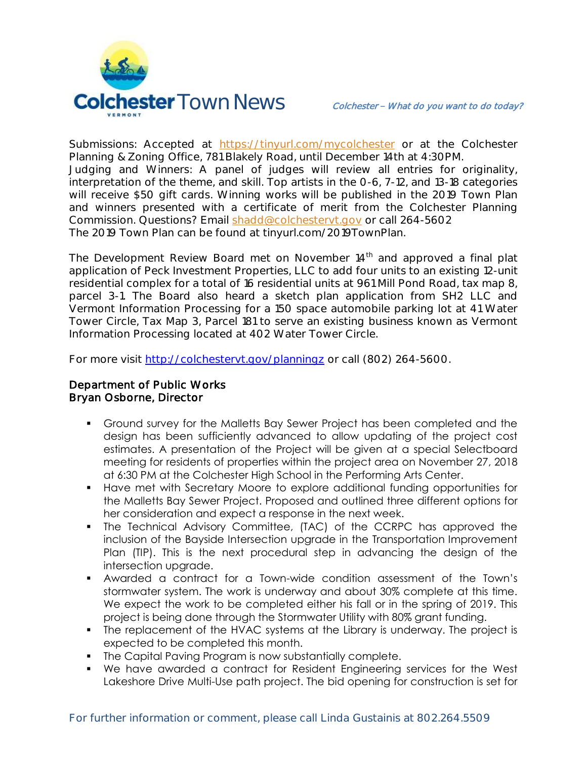Submissions: Accepted at https://tinyurl.com/mycolchester or at the Colchester Planning & Zoning Office, 781 Blakely Road, until December 14th at 4:30PM.
Judging and Winners: A panel of judges will review all entries for originality, interpretation of the theme, and skill. Top artists in the 0-6, 7-12, and 13-18 categories will receive $50 gift cards. Winning works will be published in the 2019 Town Plan and winners presented with a certificate of merit from the Colchester Planning Commission. Questions? Email shadd@colchestervt.gov or call 264-5602
The 2019 Town Plan can be found at tinyurl.com/2019TownPlan.

The Development Review Board met on November 14th and approved a final plat application of Peck Investment Properties, LLC to add four units to an existing 12-unit residential complex for a total of 16 residential units at 961 Mill Pond Road, tax map 8, parcel 3-1. The Board also heard a sketch plan application from SH2 LLC and Vermont Information Processing for a 150 space automobile parking lot at 41 Water Tower Circle, Tax Map 3, Parcel 181 to serve an existing business known as Vermont Information Processing located at 402 Water Tower Circle.

For more visit http://colchestervt.gov/planningz or call (802) 264-5600.

**Department of Public Works**
**Bryan Osborne, Director**

- Ground survey for the Malletts Bay Sewer Project has been completed and the design has been sufficiently advanced to allow updating of the project cost estimates. A presentation of the Project will be given at a special Selectboard meeting for residents of properties within the project area on November 27, 2018 at 6:30 PM at the Colchester High School in the Performing Arts Center.
- Have met with Secretary Moore to explore additional funding opportunities for the Malletts Bay Sewer Project. Proposed and outlined three different options for her consideration and expect a response in the next week.
- The Technical Advisory Committee, (TAC) of the CCRPC has approved the inclusion of the Bayside Intersection upgrade in the Transportation Improvement Plan (TIP). This is the next procedural step in advancing the design of the intersection upgrade.
- Awarded a contract for a Town-wide condition assessment of the Town's stormwater system. The work is underway and about 30% complete at this time. We expect the work to be completed either his fall or in the spring of 2019. This project is being done through the Stormwater Utility with 80% grant funding.
- The replacement of the HVAC systems at the Library is underway. The project is expected to be completed this month.
- The Capital Paving Program is now substantially complete.
- We have awarded a contract for Resident Engineering services for the West Lakeshore Drive Multi-Use path project. The bid opening for construction is set for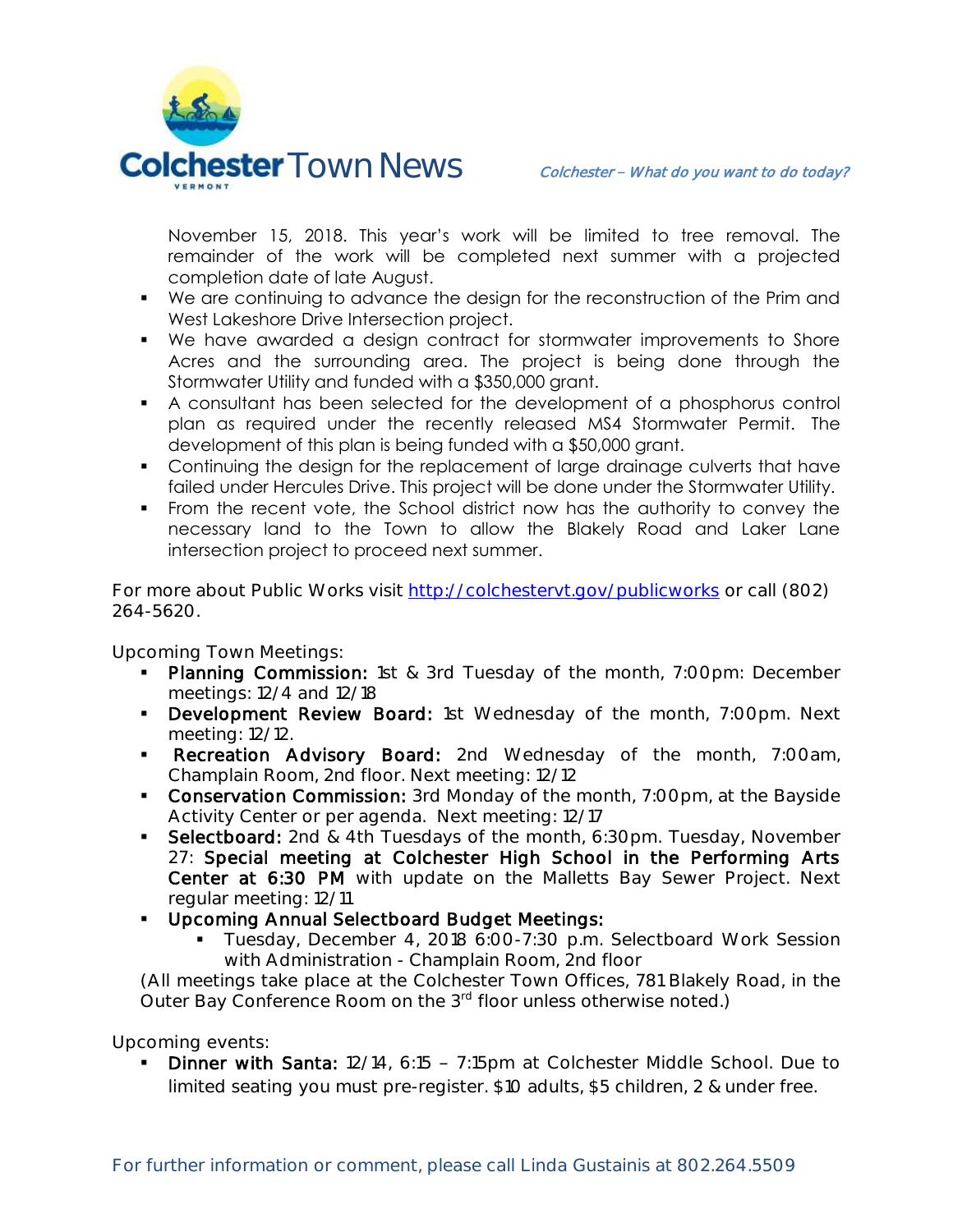November 15, 2018. This year's work will be limited to tree removal. The remainder of the work will be completed next summer with a projected completion date of late August.

- We are continuing to advance the design for the reconstruction of the Prim and West Lakeshore Drive Intersection project.
- We have awarded a design contract for stormwater improvements to Shore Acres and the surrounding area. The project is being done through the Stormwater Utility and funded with a $350,000 grant.
- A consultant has been selected for the development of a phosphorus control plan as required under the recently released MS4 Stormwater Permit. The development of this plan is being funded with a $50,000 grant.
- Continuing the design for the replacement of large drainage culverts that have failed under Hercules Drive. This project will be done under the Stormwater Utility.
- From the recent vote, the School district now has the authority to convey the necessary land to the Town to allow the Blakely Road and Laker Lane intersection project to proceed next summer.

For more about Public Works visit http://colchestervt.gov/publicworks or call (802) 264-5620.

Upcoming Town Meetings:

- **Planning Commission:** 1st & 3rd Tuesday of the month, 7:00pm: December meetings: 12/4 and 12/18
- **Development Review Board:** 1st Wednesday of the month, 7:00pm. Next meeting: 12/12.
- **Recreation Advisory Board:** 2nd Wednesday of the month, 7:00am, Champlain Room, 2nd floor. Next meeting: 12/12
- **Conservation Commission:** 3rd Monday of the month, 7:00pm, at the Bayside Activity Center or per agenda. Next meeting: 12/17
- **Selectboard:** 2nd & 4th Tuesdays of the month, 6:30pm. Tuesday, November 27: **Special meeting at Colchester High School in the Performing Arts Center at 6:30 PM** with update on the Malletts Bay Sewer Project. Next regular meeting: 12/11
- **Upcoming Annual Selectboard Budget Meetings:**
  - Tuesday, December 4, 2018 6:00-7:30 p.m. Selectboard Work Session with Administration - Champlain Room, 2nd floor

(All meetings take place at the Colchester Town Offices, 781 Blakely Road, in the Outer Bay Conference Room on the 3rd floor unless otherwise noted.)

Upcoming events:

- **Dinner with Santa:** 12/14, 6:15 – 7:15pm at Colchester Middle School. Due to limited seating you must pre-register. $10 adults, $5 children, 2 & under free.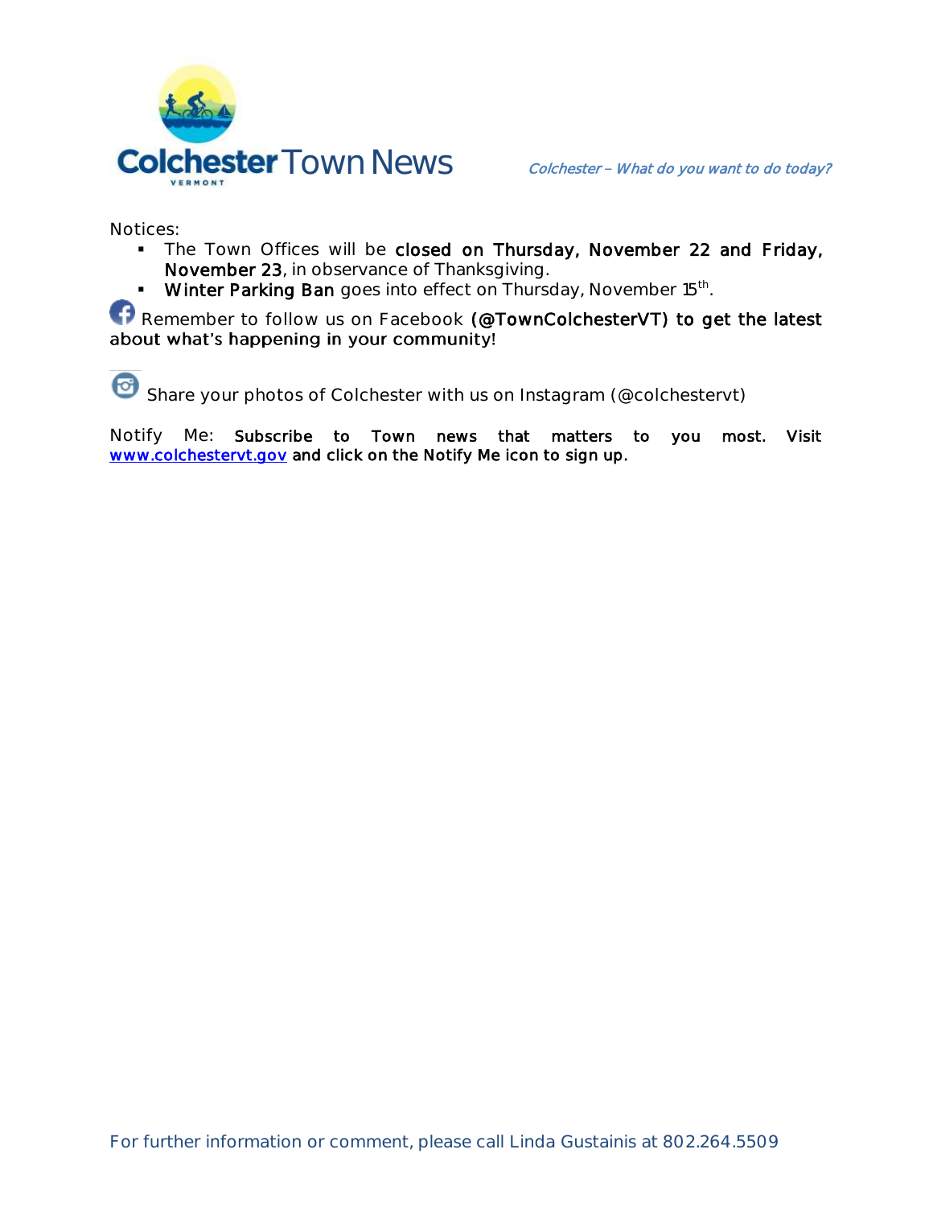# Colchester Town News

VERMONT

*Colchester – What do you want to do today?*

Notices:

- The Town Offices will be **closed on Thursday, November 22 and Friday, November 23**, in observance of Thanksgiving.
- **Winter Parking Ban** goes into effect on Thursday, November 15th.

Remember to follow us on Facebook **(@TownColchesterVT) to get the latest about what's happening in your community!**

Share your photos of Colchester with us on Instagram (@colchestervt)

Notify Me: **Subscribe to Town news that matters to you most. Visit** [www.colchestervt.gov](http://www.colchestervt.gov) **and click on the Notify Me icon to sign up.**

For further information or comment, please call Linda Gustainis at 802.264.5509